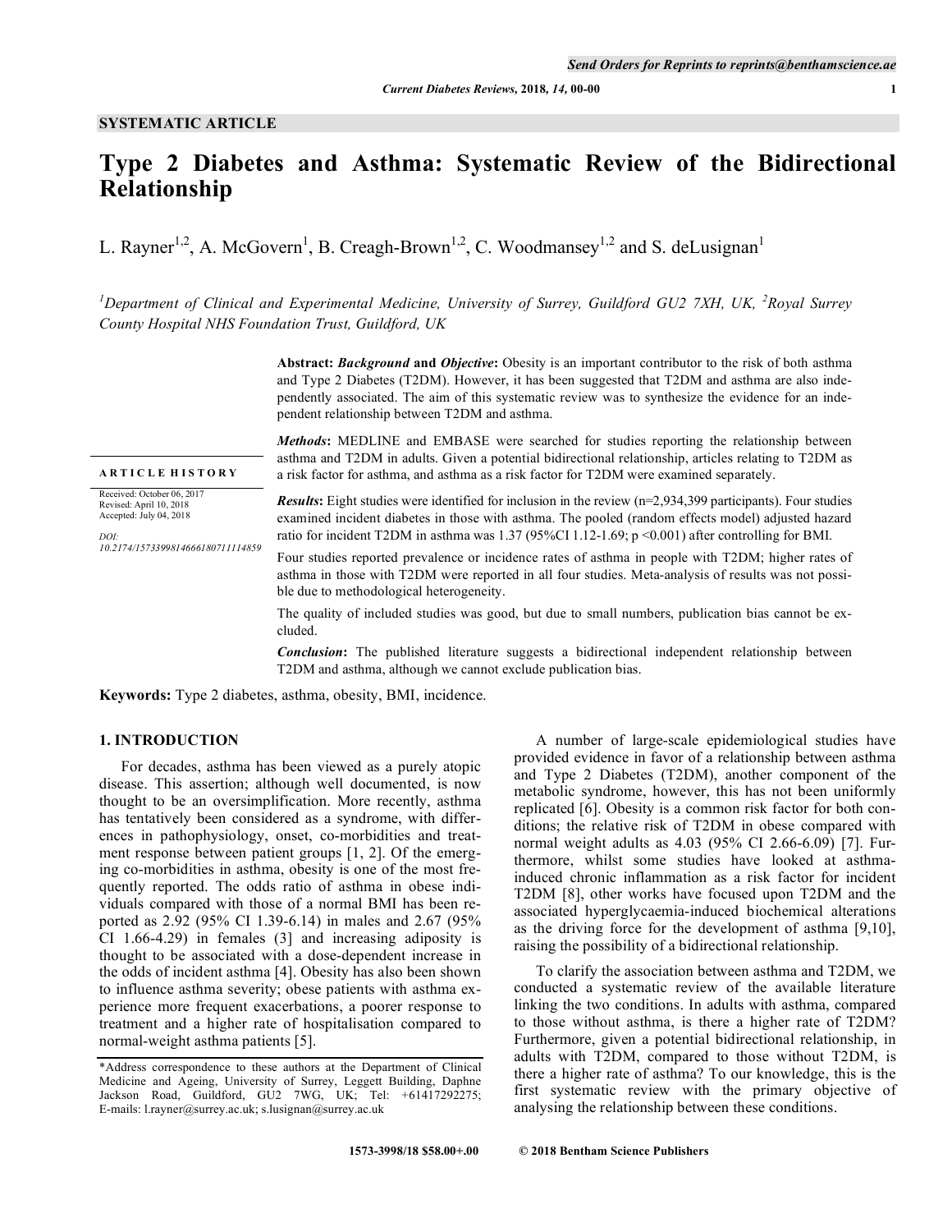SYSTEMATIC ARTICLE

# Type 2 Diabetes and Asthma: Systematic Review of the Bidirectional Relationship

L. Rayner[1,2], A. McGovern[1], B. Creagh-Brown[1,2], C. Woodmansey[1,2] and S. deLusignan[1]

[1]*Department of Clinical and Experimental Medicine, University of Surrey, Guildford GU2 7XH, UK,* [2]*Royal Surrey County Hospital NHS Foundation Trust, Guildford, UK*

**ARTICLE HISTORY**

Received: October 06, 2017
Revised: April 10, 2018
Accepted: July 04, 2018

*DOI:*
*10.2174/1573399814666180711114859*

**Abstract:** ***Background*** **and** ***Objective*****:** Obesity is an important contributor to the risk of both asthma and Type 2 Diabetes (T2DM). However, it has been suggested that T2DM and asthma are also independently associated. The aim of this systematic review was to synthesize the evidence for an independent relationship between T2DM and asthma.

***Methods*****:** MEDLINE and EMBASE were searched for studies reporting the relationship between asthma and T2DM in adults. Given a potential bidirectional relationship, articles relating to T2DM as a risk factor for asthma, and asthma as a risk factor for T2DM were examined separately.

***Results*****:** Eight studies were identified for inclusion in the review (n=2,934,399 participants). Four studies examined incident diabetes in those with asthma. The pooled (random effects model) adjusted hazard ratio for incident T2DM in asthma was 1.37 (95%CI 1.12-1.69; $p < 0.001$) after controlling for BMI.

Four studies reported prevalence or incidence rates of asthma in people with T2DM; higher rates of asthma in those with T2DM were reported in all four studies. Meta-analysis of results was not possible due to methodological heterogeneity.

The quality of included studies was good, but due to small numbers, publication bias cannot be excluded.

***Conclusion*****:** The published literature suggests a bidirectional independent relationship between T2DM and asthma, although we cannot exclude publication bias.

**Keywords:** Type 2 diabetes, asthma, obesity, BMI, incidence.

## 1. INTRODUCTION

For decades, asthma has been viewed as a purely atopic disease. This assertion; although well documented, is now thought to be an oversimplification. More recently, asthma has tentatively been considered as a syndrome, with differences in pathophysiology, onset, co-morbidities and treatment response between patient groups [1, 2]. Of the emerging co-morbidities in asthma, obesity is one of the most frequently reported. The odds ratio of asthma in obese individuals compared with those of a normal BMI has been reported as 2.92 (95% CI 1.39-6.14) in males and 2.67 (95% CI 1.66-4.29) in females (3] and increasing adiposity is thought to be associated with a dose-dependent increase in the odds of incident asthma [4]. Obesity has also been shown to influence asthma severity; obese patients with asthma experience more frequent exacerbations, a poorer response to treatment and a higher rate of hospitalisation compared to normal-weight asthma patients [5].

A number of large-scale epidemiological studies have provided evidence in favor of a relationship between asthma and Type 2 Diabetes (T2DM), another component of the metabolic syndrome, however, this has not been uniformly replicated [6]. Obesity is a common risk factor for both conditions; the relative risk of T2DM in obese compared with normal weight adults as 4.03 (95% CI 2.66-6.09) [7]. Furthermore, whilst some studies have looked at asthma-induced chronic inflammation as a risk factor for incident T2DM [8], other works have focused upon T2DM and the associated hyperglycaemia-induced biochemical alterations as the driving force for the development of asthma [9,10], raising the possibility of a bidirectional relationship.

To clarify the association between asthma and T2DM, we conducted a systematic review of the available literature linking the two conditions. In adults with asthma, compared to those without asthma, is there a higher rate of T2DM? Furthermore, given a potential bidirectional relationship, in adults with T2DM, compared to those without T2DM, is there a higher rate of asthma? To our knowledge, this is the first systematic review with the primary objective of analysing the relationship between these conditions.

*Address correspondence to these authors at the Department of Clinical Medicine and Ageing, University of Surrey, Leggett Building, Daphne Jackson Road, Guildford, GU2 7WG, UK; Tel: +61417292275; E-mails: l.rayner@surrey.ac.uk; s.lusignan@surrey.ac.uk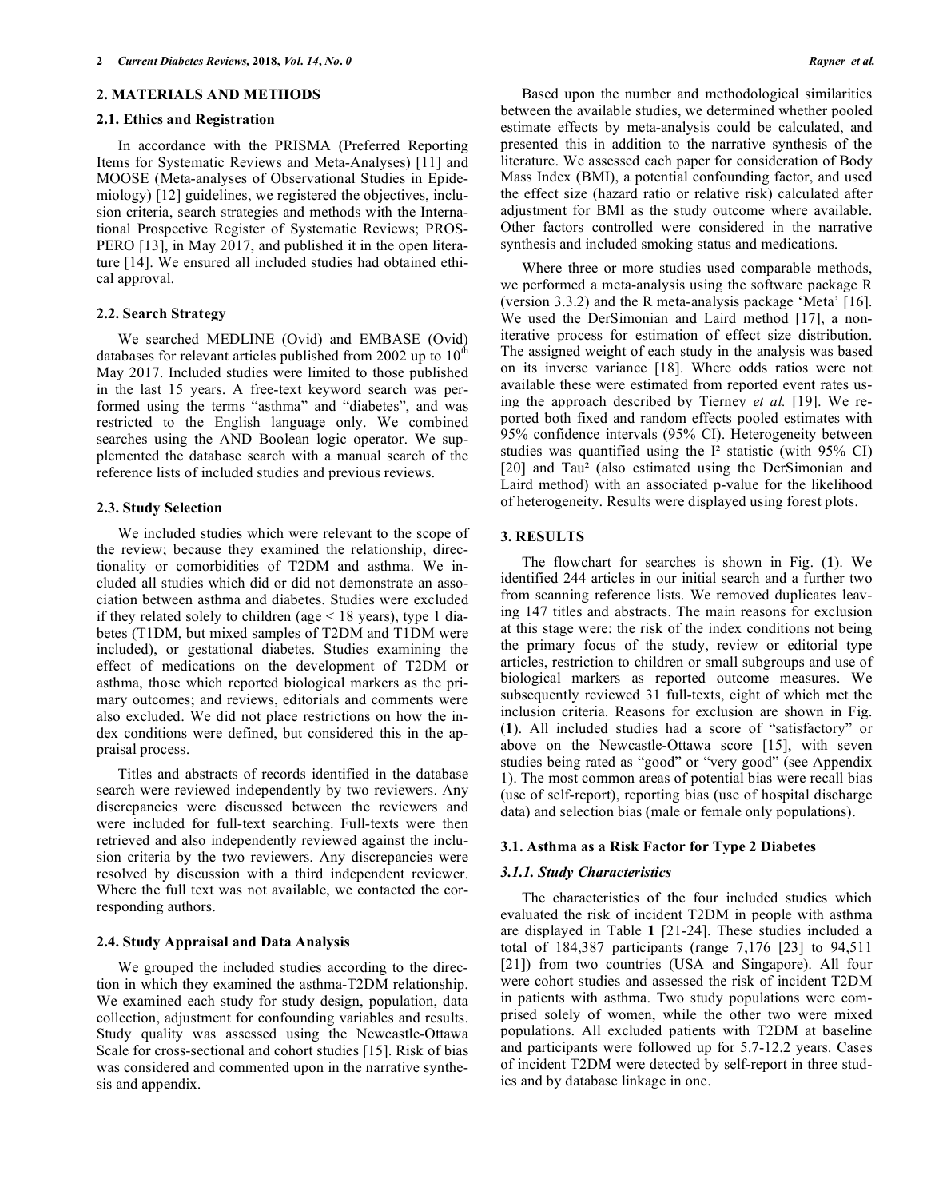## 2. MATERIALS AND METHODS

### 2.1. Ethics and Registration

In accordance with the PRISMA (Preferred Reporting Items for Systematic Reviews and Meta-Analyses) [11] and MOOSE (Meta-analyses of Observational Studies in Epidemiology) [12] guidelines, we registered the objectives, inclusion criteria, search strategies and methods with the International Prospective Register of Systematic Reviews; PROSPERO [13], in May 2017, and published it in the open literature [14]. We ensured all included studies had obtained ethical approval.

### 2.2. Search Strategy

We searched MEDLINE (Ovid) and EMBASE (Ovid) databases for relevant articles published from 2002 up to 10th May 2017. Included studies were limited to those published in the last 15 years. A free-text keyword search was performed using the terms "asthma" and "diabetes", and was restricted to the English language only. We combined searches using the AND Boolean logic operator. We supplemented the database search with a manual search of the reference lists of included studies and previous reviews.

### 2.3. Study Selection

We included studies which were relevant to the scope of the review; because they examined the relationship, directionality or comorbidities of T2DM and asthma. We included all studies which did or did not demonstrate an association between asthma and diabetes. Studies were excluded if they related solely to children (age < 18 years), type 1 diabetes (T1DM, but mixed samples of T2DM and T1DM were included), or gestational diabetes. Studies examining the effect of medications on the development of T2DM or asthma, those which reported biological markers as the primary outcomes; and reviews, editorials and comments were also excluded. We did not place restrictions on how the index conditions were defined, but considered this in the appraisal process.

Titles and abstracts of records identified in the database search were reviewed independently by two reviewers. Any discrepancies were discussed between the reviewers and were included for full-text searching. Full-texts were then retrieved and also independently reviewed against the inclusion criteria by the two reviewers. Any discrepancies were resolved by discussion with a third independent reviewer. Where the full text was not available, we contacted the corresponding authors.

### 2.4. Study Appraisal and Data Analysis

We grouped the included studies according to the direction in which they examined the asthma-T2DM relationship. We examined each study for study design, population, data collection, adjustment for confounding variables and results. Study quality was assessed using the Newcastle-Ottawa Scale for cross-sectional and cohort studies [15]. Risk of bias was considered and commented upon in the narrative synthesis and appendix.

Based upon the number and methodological similarities between the available studies, we determined whether pooled estimate effects by meta-analysis could be calculated, and presented this in addition to the narrative synthesis of the literature. We assessed each paper for consideration of Body Mass Index (BMI), a potential confounding factor, and used the effect size (hazard ratio or relative risk) calculated after adjustment for BMI as the study outcome where available. Other factors controlled were considered in the narrative synthesis and included smoking status and medications.

Where three or more studies used comparable methods, we performed a meta-analysis using the software package R (version 3.3.2) and the R meta-analysis package 'Meta' [16]. We used the DerSimonian and Laird method [17], a non-iterative process for estimation of effect size distribution. The assigned weight of each study in the analysis was based on its inverse variance [18]. Where odds ratios were not available these were estimated from reported event rates using the approach described by Tierney *et al.* [19]. We reported both fixed and random effects pooled estimates with 95% confidence intervals (95% CI). Heterogeneity between studies was quantified using the $I^2$ statistic (with 95% CI) [20] and $Tau^2$ (also estimated using the DerSimonian and Laird method) with an associated p-value for the likelihood of heterogeneity. Results were displayed using forest plots.

## 3. RESULTS

The flowchart for searches is shown in Fig. (**1**). We identified 244 articles in our initial search and a further two from scanning reference lists. We removed duplicates leaving 147 titles and abstracts. The main reasons for exclusion at this stage were: the risk of the index conditions not being the primary focus of the study, review or editorial type articles, restriction to children or small subgroups and use of biological markers as reported outcome measures. We subsequently reviewed 31 full-texts, eight of which met the inclusion criteria. Reasons for exclusion are shown in Fig. (**1**). All included studies had a score of "satisfactory" or above on the Newcastle-Ottawa score [15], with seven studies being rated as "good" or "very good" (see Appendix 1). The most common areas of potential bias were recall bias (use of self-report), reporting bias (use of hospital discharge data) and selection bias (male or female only populations).

### 3.1. Asthma as a Risk Factor for Type 2 Diabetes

#### *3.1.1. Study Characteristics*

The characteristics of the four included studies which evaluated the risk of incident T2DM in people with asthma are displayed in Table **1** [21-24]. These studies included a total of 184,387 participants (range 7,176 [23] to 94,511 [21]) from two countries (USA and Singapore). All four were cohort studies and assessed the risk of incident T2DM in patients with asthma. Two study populations were comprised solely of women, while the other two were mixed populations. All excluded patients with T2DM at baseline and participants were followed up for 5.7-12.2 years. Cases of incident T2DM were detected by self-report in three studies and by database linkage in one.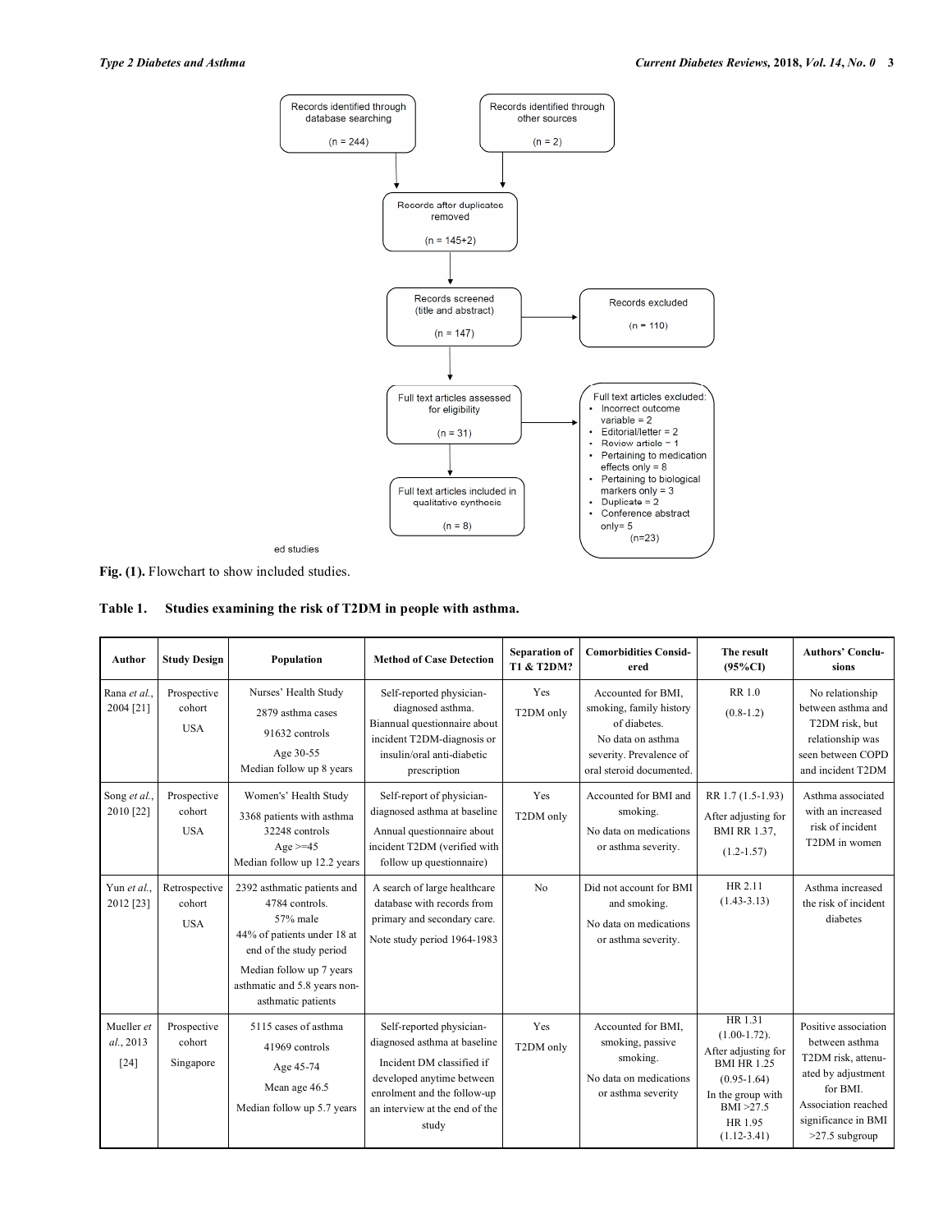Records identified through database searching (n = 244)

Records identified through other sources (n = 2)

Records after duplicates removed (n = 145+2)

Records screened (title and abstract) (n = 147)

Records excluded (n = 110)

Full text articles assessed for eligibility (n = 31)

Full text articles excluded:
- Incorrect outcome variable = 2
- Editorial/letter = 2
- Review article = 1
- Pertaining to medication effects only = 8
- Pertaining to biological markers only = 3
- Duplicate = 2
- Conference abstract only= 5

(n=23)

Full text articles included in qualitative synthesis (n = 8)

ed studies

**Fig. (1).** Flowchart to show included studies.

**Table 1. Studies examining the risk of T2DM in people with asthma.**

| Author | Study Design | Population | Method of Case Detection | Separation of T1 & T2DM? | Comorbidities Considered | The result (95%CI) | Authors' Conclusions |
|---|---|---|---|---|---|---|---|
| Rana *et al.*, 2004 [21] | Prospective cohort USA | Nurses' Health Study 2879 asthma cases 91632 controls Age 30-55 Median follow up 8 years | Self-reported physician-diagnosed asthma. Biannual questionnaire about incident T2DM-diagnosis or insulin/oral anti-diabetic prescription | Yes T2DM only | Accounted for BMI, smoking, family history of diabetes. No data on asthma severity. Prevalence of oral steroid documented. | RR 1.0 (0.8-1.2) | No relationship between asthma and T2DM risk, but relationship was seen between COPD and incident T2DM |
| Song *et al.*, 2010 [22] | Prospective cohort USA | Women's' Health Study 3368 patients with asthma 32248 controls Age >=45 Median follow up 12.2 years | Self-report of physician-diagnosed asthma at baseline Annual questionnaire about incident T2DM (verified with follow up questionnaire) | Yes T2DM only | Accounted for BMI and smoking. No data on medications or asthma severity. | RR 1.7 (1.5-1.93) After adjusting for BMI RR 1.37, (1.2-1.57) | Asthma associated with an increased risk of incident T2DM in women |
| Yun *et al.*, 2012 [23] | Retrospective cohort USA | 2392 asthmatic patients and 4784 controls. 57% male 44% of patients under 18 at end of the study period Median follow up 7 years asthmatic and 5.8 years non-asthmatic patients | A search of large healthcare database with records from primary and secondary care. Note study period 1964-1983 | No | Did not account for BMI and smoking. No data on medications or asthma severity. | HR 2.11 (1.43-3.13) | Asthma increased the risk of incident diabetes |
| Mueller *et al.*, 2013 [24] | Prospective cohort Singapore | 5115 cases of asthma 41969 controls Age 45-74 Mean age 46.5 Median follow up 5.7 years | Self-reported physician-diagnosed asthma at baseline Incident DM classified if developed anytime between enrolment and the follow-up an interview at the end of the study | Yes T2DM only | Accounted for BMI, smoking, passive smoking. No data on medications or asthma severity | HR 1.31 (1.00-1.72). After adjusting for BMI HR 1.25 (0.95-1.64) In the group with BMI >27.5 HR 1.95 (1.12-3.41) | Positive association between asthma T2DM risk, attenuated by adjustment for BMI. Association reached significance in BMI >27.5 subgroup |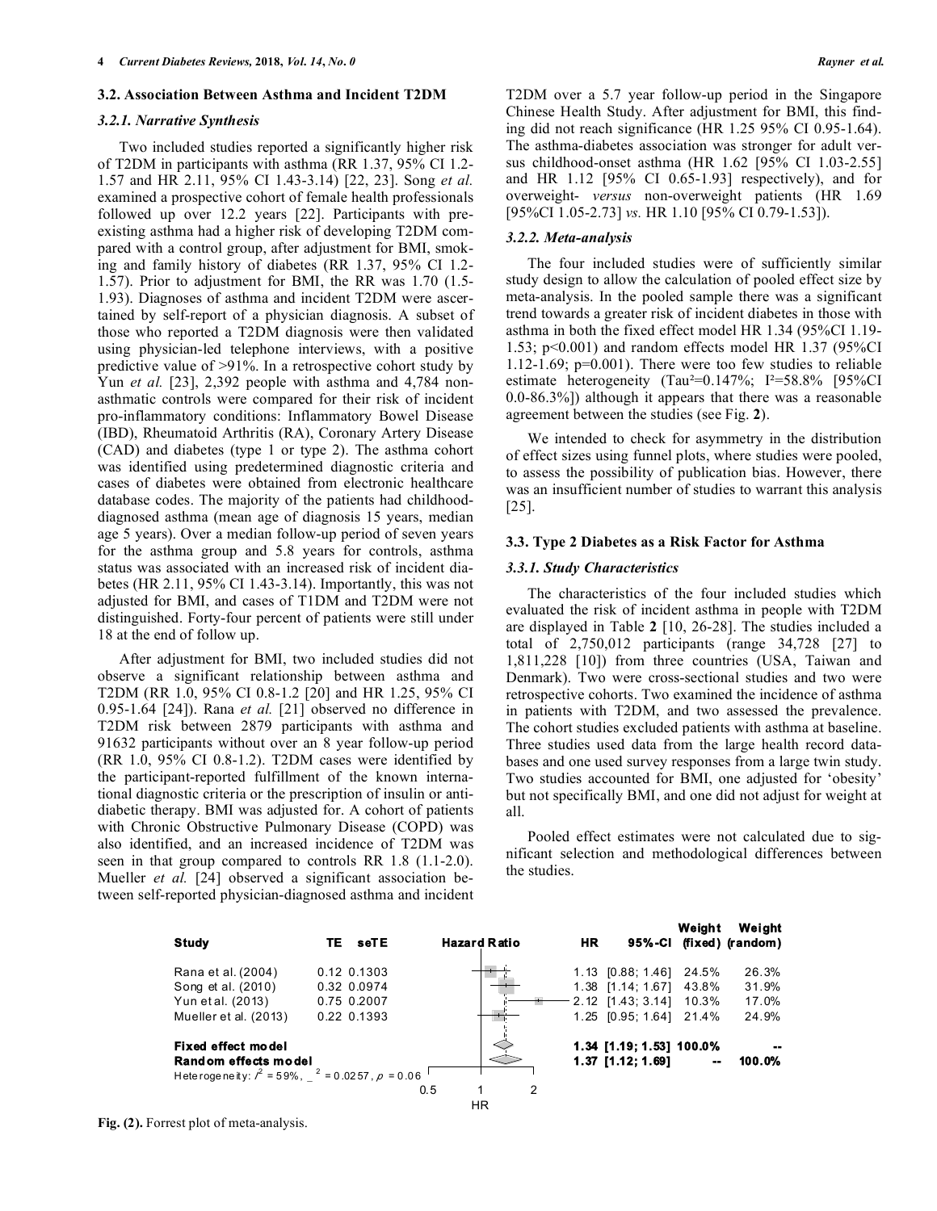### 3.2. Association Between Asthma and Incident T2DM

#### 3.2.1. Narrative Synthesis

Two included studies reported a significantly higher risk of T2DM in participants with asthma (RR 1.37, 95% CI 1.2-1.57 and HR 2.11, 95% CI 1.43-3.14) [22, 23]. Song *et al.* examined a prospective cohort of female health professionals followed up over 12.2 years [22]. Participants with pre-existing asthma had a higher risk of developing T2DM compared with a control group, after adjustment for BMI, smoking and family history of diabetes (RR 1.37, 95% CI 1.2-1.57). Prior to adjustment for BMI, the RR was 1.70 (1.5-1.93). Diagnoses of asthma and incident T2DM were ascertained by self-report of a physician diagnosis. A subset of those who reported a T2DM diagnosis were then validated using physician-led telephone interviews, with a positive predictive value of >91%. In a retrospective cohort study by Yun *et al.* [23], 2,392 people with asthma and 4,784 non-asthmatic controls were compared for their risk of incident pro-inflammatory conditions: Inflammatory Bowel Disease (IBD), Rheumatoid Arthritis (RA), Coronary Artery Disease (CAD) and diabetes (type 1 or type 2). The asthma cohort was identified using predetermined diagnostic criteria and cases of diabetes were obtained from electronic healthcare database codes. The majority of the patients had childhood-diagnosed asthma (mean age of diagnosis 15 years, median age 5 years). Over a median follow-up period of seven years for the asthma group and 5.8 years for controls, asthma status was associated with an increased risk of incident diabetes (HR 2.11, 95% CI 1.43-3.14). Importantly, this was not adjusted for BMI, and cases of T1DM and T2DM were not distinguished. Forty-four percent of patients were still under 18 at the end of follow up.

After adjustment for BMI, two included studies did not observe a significant relationship between asthma and T2DM (RR 1.0, 95% CI 0.8-1.2 [20] and HR 1.25, 95% CI 0.95-1.64 [24]). Rana *et al.* [21] observed no difference in T2DM risk between 2879 participants with asthma and 91632 participants without over an 8 year follow-up period (RR 1.0, 95% CI 0.8-1.2). T2DM cases were identified by the participant-reported fulfillment of the known international diagnostic criteria or the prescription of insulin or anti-diabetic therapy. BMI was adjusted for. A cohort of patients with Chronic Obstructive Pulmonary Disease (COPD) was also identified, and an increased incidence of T2DM was seen in that group compared to controls RR 1.8 (1.1-2.0). Mueller *et al.* [24] observed a significant association between self-reported physician-diagnosed asthma and incident T2DM over a 5.7 year follow-up period in the Singapore Chinese Health Study. After adjustment for BMI, this finding did not reach significance (HR 1.25 95% CI 0.95-1.64). The asthma-diabetes association was stronger for adult versus childhood-onset asthma (HR 1.62 [95% CI 1.03-2.55] and HR 1.12 [95% CI 0.65-1.93] respectively), and for overweight- *versus* non-overweight patients (HR 1.69 [95%CI 1.05-2.73] *vs.* HR 1.10 [95% CI 0.79-1.53]).

#### 3.2.2. Meta-analysis

The four included studies were of sufficiently similar study design to allow the calculation of pooled effect size by meta-analysis. In the pooled sample there was a significant trend towards a greater risk of incident diabetes in those with asthma in both the fixed effect model HR 1.34 (95%CI 1.19-1.53; p<0.001) and random effects model HR 1.37 (95%CI 1.12-1.69; p=0.001). There were too few studies to reliable estimate heterogeneity (Tau²=0.147%; I²=58.8% [95%CI 0.0-86.3%]) although it appears that there was a reasonable agreement between the studies (see Fig. **2**).

We intended to check for asymmetry in the distribution of effect sizes using funnel plots, where studies were pooled, to assess the possibility of publication bias. However, there was an insufficient number of studies to warrant this analysis [25].

### 3.3. Type 2 Diabetes as a Risk Factor for Asthma

#### 3.3.1. Study Characteristics

The characteristics of the four included studies which evaluated the risk of incident asthma in people with T2DM are displayed in Table **2** [10, 26-28]. The studies included a total of 2,750,012 participants (range 34,728 [27] to 1,811,228 [10]) from three countries (USA, Taiwan and Denmark). Two were cross-sectional studies and two were retrospective cohorts. Two examined the incidence of asthma in patients with T2DM, and two assessed the prevalence. The cohort studies excluded patients with asthma at baseline. Three studies used data from the large health record databases and one used survey responses from a large twin study. Two studies accounted for BMI, one adjusted for 'obesity' but not specifically BMI, and one did not adjust for weight at all.

Pooled effect estimates were not calculated due to significant selection and methodological differences between the studies.

| Study | TE | seTE | HR | 95%-CI | Weight (fixed) | Weight (random) |
|---|---|---|---|---|---|---|
| Rana et al. (2004) | 0.12 | 0.1303 | 1.13 | [0.88; 1.46] | 24.5% | 26.3% |
| Song et al. (2010) | 0.32 | 0.0974 | 1.38 | [1.14; 1.67] | 43.8% | 31.9% |
| Yun et al. (2013) | 0.75 | 0.2007 | 2.12 | [1.43; 3.14] | 10.3% | 17.0% |
| Mueller et al. (2013) | 0.22 | 0.1393 | 1.25 | [0.95; 1.64] | 21.4% | 24.9% |
| **Fixed effect model** | | | **1.34** | **[1.19; 1.53]** | **100.0%** | -- |
| **Random effects model** | | | **1.37** | **[1.12; 1.69]** | -- | **100.0%** |

Heterogeneity: $I^2 = 59\%$, $\tau^2 = 0.0257$, $p = 0.06$

**Fig. (2).** Forrest plot of meta-analysis.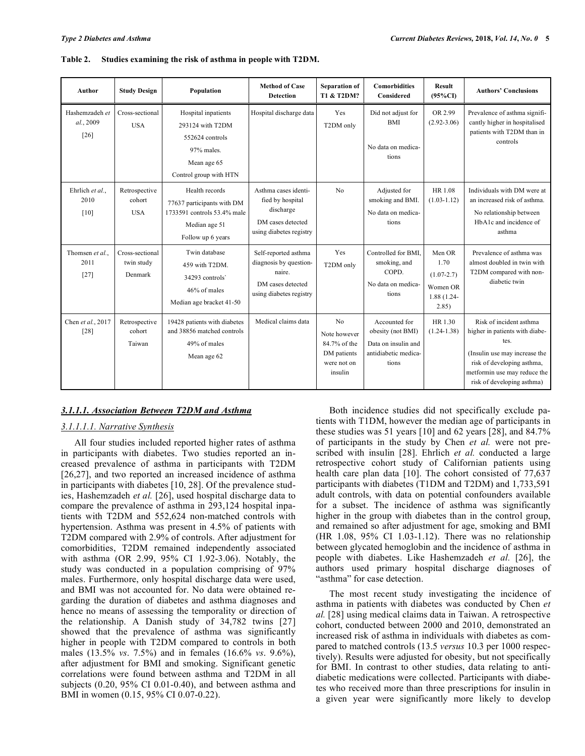**Table 2. Studies examining the risk of asthma in people with T2DM.**

| Author | Study Design | Population | Method of Case Detection | Separation of T1 & T2DM? | Comorbidities Considered | Result (95%CI) | Authors' Conclusions |
|---|---|---|---|---|---|---|---|
| Hashemzadeh *et al.*, 2009 [26] | Cross-sectional USA | Hospital inpatients 293124 with T2DM 552624 controls 97% males. Mean age 65 Control group with HTN | Hospital discharge data | Yes T2DM only | Did not adjust for BMI No data on medications | OR 2.99 (2.92-3.06) | Prevalence of asthma significantly higher in hospitalised patients with T2DM than in controls |
| Ehrlich *et al.*, 2010 [10] | Retrospective cohort USA | Health records 77637 participants with DM 1733591 controls 53.4% male Median age 51 Follow up 6 years | Asthma cases identified by hospital discharge DM cases detected using diabetes registry | No | Adjusted for smoking and BMI. No data on medications | HR 1.08 (1.03-1.12) | Individuals with DM were at an increased risk of asthma. No relationship between HbA1c and incidence of asthma |
| Thomsen *et al.*, 2011 [27] | Cross-sectional twin study Denmark | Twin database 459 with T2DM. 34293 controls` 46% of males Median age bracket 41-50 | Self-reported asthma diagnosis by questionnaire. DM cases detected using diabetes registry | Yes T2DM only | Controlled for BMI, smoking, and COPD. No data on medications | Men OR 1.70 (1.07-2.7) Women OR 1.88 (1.24-2.85) | Prevalence of asthma was almost doubled in twin with T2DM compared with non-diabetic twin |
| Chen *et al.*, 2017 [28] | Retrospective cohort Taiwan | 19428 patients with diabetes and 38856 matched controls 49% of males Mean age 62 | Medical claims data | No Note however 84.7% of the DM patients were not on insulin | Accounted for obesity (not BMI) Data on insulin and antidiabetic medications | HR 1.30 (1.24-1.38) | Risk of incident asthma higher in patients with diabetes. (Insulin use may increase the risk of developing asthma, metformin use may reduce the risk of developing asthma) |

#### 3.1.1.1. Association Between T2DM and Asthma

##### 3.1.1.1.1. Narrative Synthesis

All four studies included reported higher rates of asthma in participants with diabetes. Two studies reported an increased prevalence of asthma in participants with T2DM [26,27], and two reported an increased incidence of asthma in participants with diabetes [10, 28]. Of the prevalence studies, Hashemzadeh *et al.* [26], used hospital discharge data to compare the prevalence of asthma in 293,124 hospital inpatients with T2DM and 552,624 non-matched controls with hypertension. Asthma was present in 4.5% of patients with T2DM compared with 2.9% of controls. After adjustment for comorbidities, T2DM remained independently associated with asthma (OR 2.99, 95% CI 1.92-3.06). Notably, the study was conducted in a population comprising of 97% males. Furthermore, only hospital discharge data were used, and BMI was not accounted for. No data were obtained regarding the duration of diabetes and asthma diagnoses and hence no means of assessing the temporality or direction of the relationship. A Danish study of 34,782 twins [27] showed that the prevalence of asthma was significantly higher in people with T2DM compared to controls in both males (13.5% *vs*. 7.5%) and in females (16.6% *vs*. 9.6%), after adjustment for BMI and smoking. Significant genetic correlations were found between asthma and T2DM in all subjects (0.20, 95% CI 0.01-0.40), and between asthma and BMI in women (0.15, 95% CI 0.07-0.22).

Both incidence studies did not specifically exclude patients with T1DM, however the median age of participants in these studies was 51 years [10] and 62 years [28], and 84.7% of participants in the study by Chen *et al.* were not prescribed with insulin [28]. Ehrlich *et al.* conducted a large retrospective cohort study of Californian patients using health care plan data [10]. The cohort consisted of 77,637 participants with diabetes (T1DM and T2DM) and 1,733,591 adult controls, with data on potential confounders available for a subset. The incidence of asthma was significantly higher in the group with diabetes than in the control group, and remained so after adjustment for age, smoking and BMI (HR 1.08, 95% CI 1.03-1.12). There was no relationship between glycated hemoglobin and the incidence of asthma in people with diabetes. Like Hashemzadeh *et al.* [26], the authors used primary hospital discharge diagnoses of "asthma" for case detection.

The most recent study investigating the incidence of asthma in patients with diabetes was conducted by Chen *et al.* [28] using medical claims data in Taiwan. A retrospective cohort, conducted between 2000 and 2010, demonstrated an increased risk of asthma in individuals with diabetes as compared to matched controls (13.5 *versus* 10.3 per 1000 respectively). Results were adjusted for obesity, but not specifically for BMI. In contrast to other studies, data relating to antidiabetic medications were collected. Participants with diabetes who received more than three prescriptions for insulin in a given year were significantly more likely to develop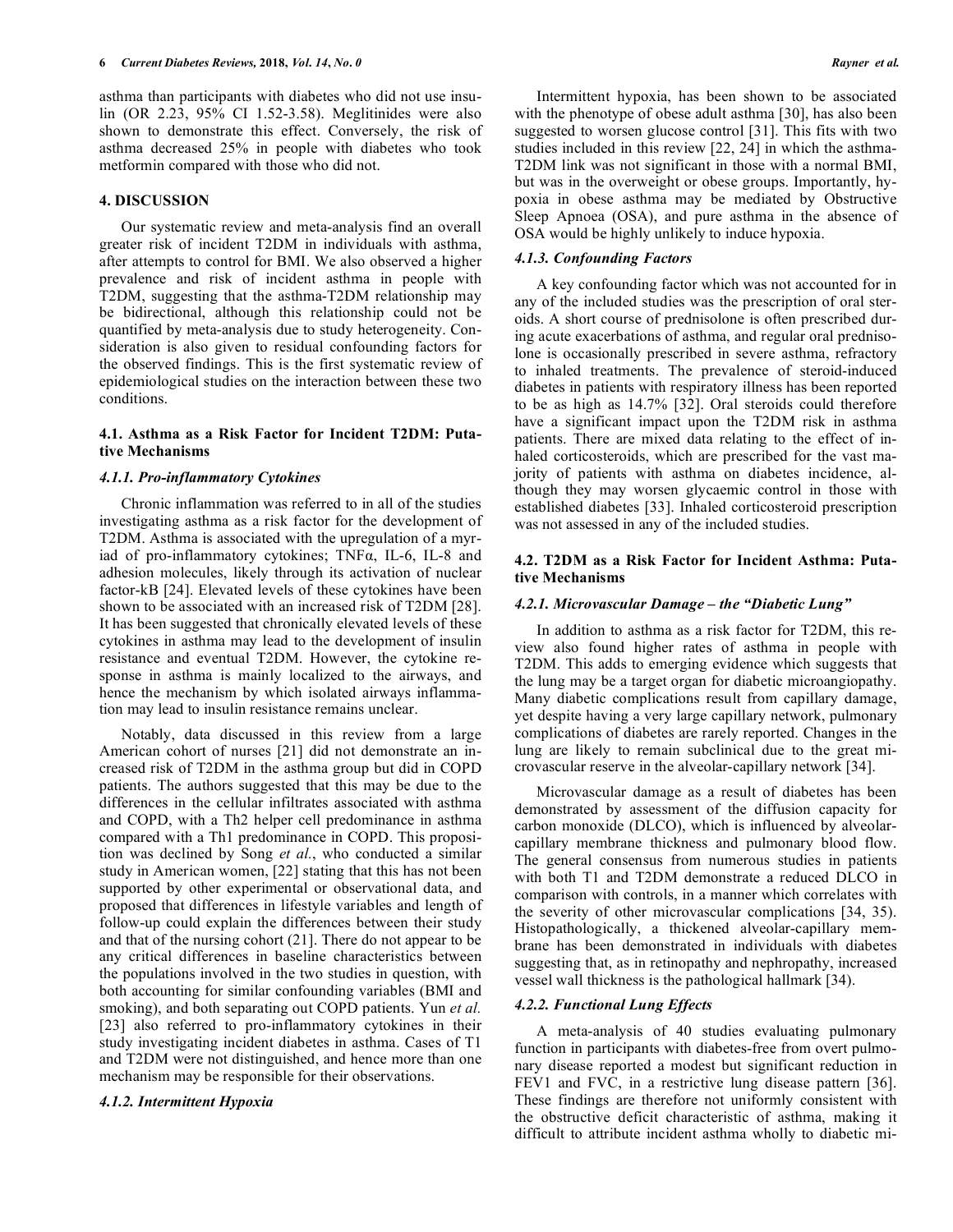asthma than participants with diabetes who did not use insulin (OR 2.23, 95% CI 1.52-3.58). Meglitinides were also shown to demonstrate this effect. Conversely, the risk of asthma decreased 25% in people with diabetes who took metformin compared with those who did not.

## 4. DISCUSSION

Our systematic review and meta-analysis find an overall greater risk of incident T2DM in individuals with asthma, after attempts to control for BMI. We also observed a higher prevalence and risk of incident asthma in people with T2DM, suggesting that the asthma-T2DM relationship may be bidirectional, although this relationship could not be quantified by meta-analysis due to study heterogeneity. Consideration is also given to residual confounding factors for the observed findings. This is the first systematic review of epidemiological studies on the interaction between these two conditions.

### 4.1. Asthma as a Risk Factor for Incident T2DM: Putative Mechanisms

#### *4.1.1. Pro-inflammatory Cytokines*

Chronic inflammation was referred to in all of the studies investigating asthma as a risk factor for the development of T2DM. Asthma is associated with the upregulation of a myriad of pro-inflammatory cytokines; TNFα, IL-6, IL-8 and adhesion molecules, likely through its activation of nuclear factor-kB [24]. Elevated levels of these cytokines have been shown to be associated with an increased risk of T2DM [28]. It has been suggested that chronically elevated levels of these cytokines in asthma may lead to the development of insulin resistance and eventual T2DM. However, the cytokine response in asthma is mainly localized to the airways, and hence the mechanism by which isolated airways inflammation may lead to insulin resistance remains unclear.

Notably, data discussed in this review from a large American cohort of nurses [21] did not demonstrate an increased risk of T2DM in the asthma group but did in COPD patients. The authors suggested that this may be due to the differences in the cellular infiltrates associated with asthma and COPD, with a Th2 helper cell predominance in asthma compared with a Th1 predominance in COPD. This proposition was declined by Song *et al.*, who conducted a similar study in American women, [22] stating that this has not been supported by other experimental or observational data, and proposed that differences in lifestyle variables and length of follow-up could explain the differences between their study and that of the nursing cohort (21]. There do not appear to be any critical differences in baseline characteristics between the populations involved in the two studies in question, with both accounting for similar confounding variables (BMI and smoking), and both separating out COPD patients. Yun *et al.* [23] also referred to pro-inflammatory cytokines in their study investigating incident diabetes in asthma. Cases of T1 and T2DM were not distinguished, and hence more than one mechanism may be responsible for their observations.

#### *4.1.2. Intermittent Hypoxia*

Intermittent hypoxia, has been shown to be associated with the phenotype of obese adult asthma [30], has also been suggested to worsen glucose control [31]. This fits with two studies included in this review [22, 24] in which the asthma-T2DM link was not significant in those with a normal BMI, but was in the overweight or obese groups. Importantly, hypoxia in obese asthma may be mediated by Obstructive Sleep Apnoea (OSA), and pure asthma in the absence of OSA would be highly unlikely to induce hypoxia.

#### *4.1.3. Confounding Factors*

A key confounding factor which was not accounted for in any of the included studies was the prescription of oral steroids. A short course of prednisolone is often prescribed during acute exacerbations of asthma, and regular oral prednisolone is occasionally prescribed in severe asthma, refractory to inhaled treatments. The prevalence of steroid-induced diabetes in patients with respiratory illness has been reported to be as high as 14.7% [32]. Oral steroids could therefore have a significant impact upon the T2DM risk in asthma patients. There are mixed data relating to the effect of inhaled corticosteroids, which are prescribed for the vast majority of patients with asthma on diabetes incidence, although they may worsen glycaemic control in those with established diabetes [33]. Inhaled corticosteroid prescription was not assessed in any of the included studies.

### 4.2. T2DM as a Risk Factor for Incident Asthma: Putative Mechanisms

#### *4.2.1. Microvascular Damage – the "Diabetic Lung"*

In addition to asthma as a risk factor for T2DM, this review also found higher rates of asthma in people with T2DM. This adds to emerging evidence which suggests that the lung may be a target organ for diabetic microangiopathy. Many diabetic complications result from capillary damage, yet despite having a very large capillary network, pulmonary complications of diabetes are rarely reported. Changes in the lung are likely to remain subclinical due to the great microvascular reserve in the alveolar-capillary network [34].

Microvascular damage as a result of diabetes has been demonstrated by assessment of the diffusion capacity for carbon monoxide (DLCO), which is influenced by alveolar-capillary membrane thickness and pulmonary blood flow. The general consensus from numerous studies in patients with both T1 and T2DM demonstrate a reduced DLCO in comparison with controls, in a manner which correlates with the severity of other microvascular complications [34, 35]. Histopathologically, a thickened alveolar-capillary membrane has been demonstrated in individuals with diabetes suggesting that, as in retinopathy and nephropathy, increased vessel wall thickness is the pathological hallmark [34].

#### *4.2.2. Functional Lung Effects*

A meta-analysis of 40 studies evaluating pulmonary function in participants with diabetes-free from overt pulmonary disease reported a modest but significant reduction in FEV1 and FVC, in a restrictive lung disease pattern [36]. These findings are therefore not uniformly consistent with the obstructive deficit characteristic of asthma, making it difficult to attribute incident asthma wholly to diabetic mi-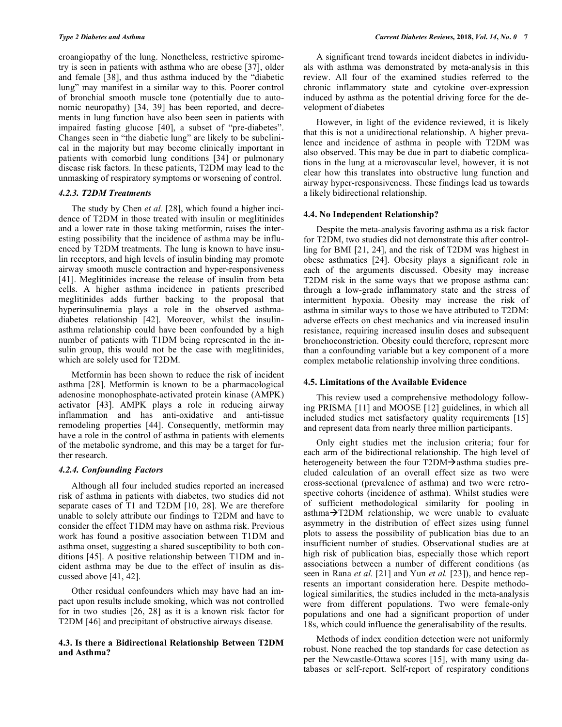croangiopathy of the lung. Nonetheless, restrictive spirometry is seen in patients with asthma who are obese [37], older and female [38], and thus asthma induced by the "diabetic lung" may manifest in a similar way to this. Poorer control of bronchial smooth muscle tone (potentially due to autonomic neuropathy) [34, 39] has been reported, and decrements in lung function have also been seen in patients with impaired fasting glucose [40], a subset of "pre-diabetes". Changes seen in "the diabetic lung" are likely to be subclinical in the majority but may become clinically important in patients with comorbid lung conditions [34] or pulmonary disease risk factors. In these patients, T2DM may lead to the unmasking of respiratory symptoms or worsening of control.

#### 4.2.3. T2DM Treatments

The study by Chen *et al.* [28], which found a higher incidence of T2DM in those treated with insulin or meglitinides and a lower rate in those taking metformin, raises the interesting possibility that the incidence of asthma may be influenced by T2DM treatments. The lung is known to have insulin receptors, and high levels of insulin binding may promote airway smooth muscle contraction and hyper-responsiveness [41]. Meglitinides increase the release of insulin from beta cells. A higher asthma incidence in patients prescribed meglitinides adds further backing to the proposal that hyperinsulinemia plays a role in the observed asthma-diabetes relationship [42]. Moreover, whilst the insulin-asthma relationship could have been confounded by a high number of patients with T1DM being represented in the insulin group, this would not be the case with meglitinides, which are solely used for T2DM.

Metformin has been shown to reduce the risk of incident asthma [28]. Metformin is known to be a pharmacological adenosine monophosphate-activated protein kinase (AMPK) activator [43]. AMPK plays a role in reducing airway inflammation and has anti-oxidative and anti-tissue remodeling properties [44]. Consequently, metformin may have a role in the control of asthma in patients with elements of the metabolic syndrome, and this may be a target for further research.

#### 4.2.4. Confounding Factors

Although all four included studies reported an increased risk of asthma in patients with diabetes, two studies did not separate cases of T1 and T2DM [10, 28]. We are therefore unable to solely attribute our findings to T2DM and have to consider the effect T1DM may have on asthma risk. Previous work has found a positive association between T1DM and asthma onset, suggesting a shared susceptibility to both conditions [45]. A positive relationship between T1DM and incident asthma may be due to the effect of insulin as discussed above [41, 42].

Other residual confounders which may have had an impact upon results include smoking, which was not controlled for in two studies [26, 28] as it is a known risk factor for T2DM [46] and precipitant of obstructive airways disease.

### 4.3. Is there a Bidirectional Relationship Between T2DM and Asthma?

A significant trend towards incident diabetes in individuals with asthma was demonstrated by meta-analysis in this review. All four of the examined studies referred to the chronic inflammatory state and cytokine over-expression induced by asthma as the potential driving force for the development of diabetes

However, in light of the evidence reviewed, it is likely that this is not a unidirectional relationship. A higher prevalence and incidence of asthma in people with T2DM was also observed. This may be due in part to diabetic complications in the lung at a microvascular level, however, it is not clear how this translates into obstructive lung function and airway hyper-responsiveness. These findings lead us towards a likely bidirectional relationship.

### 4.4. No Independent Relationship?

Despite the meta-analysis favoring asthma as a risk factor for T2DM, two studies did not demonstrate this after controlling for BMI [21, 24], and the risk of T2DM was highest in obese asthmatics [24]. Obesity plays a significant role in each of the arguments discussed. Obesity may increase T2DM risk in the same ways that we propose asthma can: through a low-grade inflammatory state and the stress of intermittent hypoxia. Obesity may increase the risk of asthma in similar ways to those we have attributed to T2DM: adverse effects on chest mechanics and via increased insulin resistance, requiring increased insulin doses and subsequent bronchoconstriction. Obesity could therefore, represent more than a confounding variable but a key component of a more complex metabolic relationship involving three conditions.

### 4.5. Limitations of the Available Evidence

This review used a comprehensive methodology following PRISMA [11] and MOOSE [12] guidelines, in which all included studies met satisfactory quality requirements [15] and represent data from nearly three million participants.

Only eight studies met the inclusion criteria; four for each arm of the bidirectional relationship. The high level of heterogeneity between the four T2DM→asthma studies precluded calculation of an overall effect size as two were cross-sectional (prevalence of asthma) and two were retrospective cohorts (incidence of asthma). Whilst studies were of sufficient methodological similarity for pooling in asthma→T2DM relationship, we were unable to evaluate asymmetry in the distribution of effect sizes using funnel plots to assess the possibility of publication bias due to an insufficient number of studies. Observational studies are at high risk of publication bias, especially those which report associations between a number of different conditions (as seen in Rana *et al.* [21] and Yun *et al.* [23]), and hence represents an important consideration here. Despite methodological similarities, the studies included in the meta-analysis were from different populations. Two were female-only populations and one had a significant proportion of under 18s, which could influence the generalisability of the results.

Methods of index condition detection were not uniformly robust. None reached the top standards for case detection as per the Newcastle-Ottawa scores [15], with many using databases or self-report. Self-report of respiratory conditions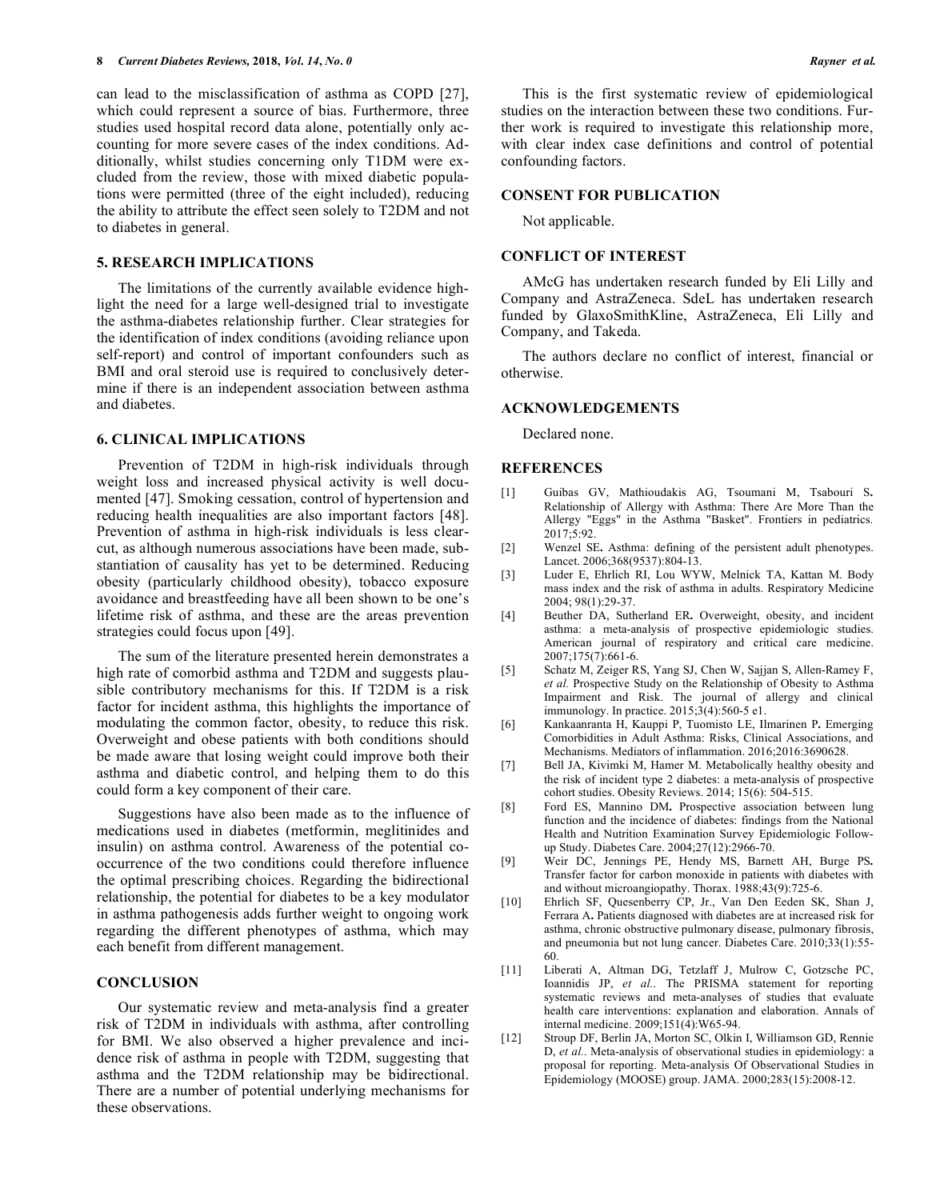can lead to the misclassification of asthma as COPD [27], which could represent a source of bias. Furthermore, three studies used hospital record data alone, potentially only accounting for more severe cases of the index conditions. Additionally, whilst studies concerning only T1DM were excluded from the review, those with mixed diabetic populations were permitted (three of the eight included), reducing the ability to attribute the effect seen solely to T2DM and not to diabetes in general.

## 5. RESEARCH IMPLICATIONS

The limitations of the currently available evidence highlight the need for a large well-designed trial to investigate the asthma-diabetes relationship further. Clear strategies for the identification of index conditions (avoiding reliance upon self-report) and control of important confounders such as BMI and oral steroid use is required to conclusively determine if there is an independent association between asthma and diabetes.

## 6. CLINICAL IMPLICATIONS

Prevention of T2DM in high-risk individuals through weight loss and increased physical activity is well documented [47]. Smoking cessation, control of hypertension and reducing health inequalities are also important factors [48]. Prevention of asthma in high-risk individuals is less clear-cut, as although numerous associations have been made, substantiation of causality has yet to be determined. Reducing obesity (particularly childhood obesity), tobacco exposure avoidance and breastfeeding have all been shown to be one's lifetime risk of asthma, and these are the areas prevention strategies could focus upon [49].

The sum of the literature presented herein demonstrates a high rate of comorbid asthma and T2DM and suggests plausible contributory mechanisms for this. If T2DM is a risk factor for incident asthma, this highlights the importance of modulating the common factor, obesity, to reduce this risk. Overweight and obese patients with both conditions should be made aware that losing weight could improve both their asthma and diabetic control, and helping them to do this could form a key component of their care.

Suggestions have also been made as to the influence of medications used in diabetes (metformin, meglitinides and insulin) on asthma control. Awareness of the potential co-occurrence of the two conditions could therefore influence the optimal prescribing choices. Regarding the bidirectional relationship, the potential for diabetes to be a key modulator in asthma pathogenesis adds further weight to ongoing work regarding the different phenotypes of asthma, which may each benefit from different management.

## CONCLUSION

Our systematic review and meta-analysis find a greater risk of T2DM in individuals with asthma, after controlling for BMI. We also observed a higher prevalence and incidence risk of asthma in people with T2DM, suggesting that asthma and the T2DM relationship may be bidirectional. There are a number of potential underlying mechanisms for these observations.

This is the first systematic review of epidemiological studies on the interaction between these two conditions. Further work is required to investigate this relationship more, with clear index case definitions and control of potential confounding factors.

## CONSENT FOR PUBLICATION

Not applicable.

## CONFLICT OF INTEREST

AMcG has undertaken research funded by Eli Lilly and Company and AstraZeneca. SdeL has undertaken research funded by GlaxoSmithKline, AstraZeneca, Eli Lilly and Company, and Takeda.

The authors declare no conflict of interest, financial or otherwise.

## ACKNOWLEDGEMENTS

Declared none.

## REFERENCES

[1] Guibas GV, Mathioudakis AG, Tsoumani M, Tsabouri S. Relationship of Allergy with Asthma: There Are More Than the Allergy "Eggs" in the Asthma "Basket". Frontiers in pediatrics. 2017;5:92.

[2] Wenzel SE. Asthma: defining of the persistent adult phenotypes. Lancet. 2006;368(9537):804-13.

[3] Luder E, Ehrlich RI, Lou WYW, Melnick TA, Kattan M. Body mass index and the risk of asthma in adults. Respiratory Medicine 2004; 98(1):29-37.

[4] Beuther DA, Sutherland ER. Overweight, obesity, and incident asthma: a meta-analysis of prospective epidemiologic studies. American journal of respiratory and critical care medicine. 2007;175(7):661-6.

[5] Schatz M, Zeiger RS, Yang SJ, Chen W, Sajjan S, Allen-Ramey F, *et al.* Prospective Study on the Relationship of Obesity to Asthma Impairment and Risk. The journal of allergy and clinical immunology. In practice. 2015;3(4):560-5 e1.

[6] Kankaanranta H, Kauppi P, Tuomisto LE, Ilmarinen P. Emerging Comorbidities in Adult Asthma: Risks, Clinical Associations, and Mechanisms. Mediators of inflammation. 2016;2016:3690628.

[7] Bell JA, Kivimki M, Hamer M. Metabolically healthy obesity and the risk of incident type 2 diabetes: a meta-analysis of prospective cohort studies. Obesity Reviews. 2014; 15(6): 504-515.

[8] Ford ES, Mannino DM. Prospective association between lung function and the incidence of diabetes: findings from the National Health and Nutrition Examination Survey Epidemiologic Follow-up Study. Diabetes Care. 2004;27(12):2966-70.

[9] Weir DC, Jennings PE, Hendy MS, Barnett AH, Burge PS. Transfer factor for carbon monoxide in patients with diabetes with and without microangiopathy. Thorax. 1988;43(9):725-6.

[10] Ehrlich SF, Quesenberry CP, Jr., Van Den Eeden SK, Shan J, Ferrara A. Patients diagnosed with diabetes are at increased risk for asthma, chronic obstructive pulmonary disease, pulmonary fibrosis, and pneumonia but not lung cancer. Diabetes Care. 2010;33(1):55-60.

[11] Liberati A, Altman DG, Tetzlaff J, Mulrow C, Gotzsche PC, Ioannidis JP, *et al.*. The PRISMA statement for reporting systematic reviews and meta-analyses of studies that evaluate health care interventions: explanation and elaboration. Annals of internal medicine. 2009;151(4):W65-94.

[12] Stroup DF, Berlin JA, Morton SC, Olkin I, Williamson GD, Rennie D, *et al.*. Meta-analysis of observational studies in epidemiology: a proposal for reporting. Meta-analysis Of Observational Studies in Epidemiology (MOOSE) group. JAMA. 2000;283(15):2008-12.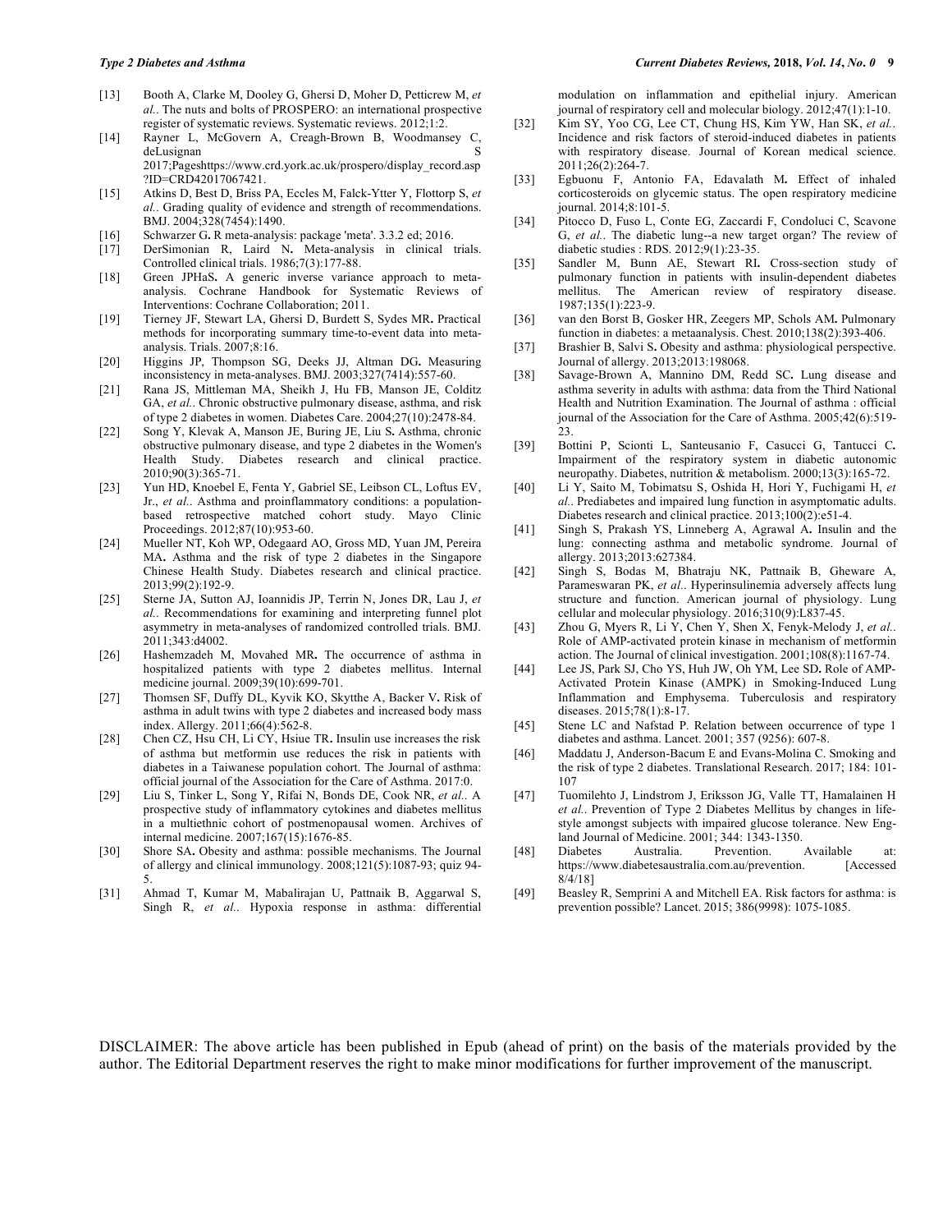[13] Booth A, Clarke M, Dooley G, Ghersi D, Moher D, Petticrew M, *et al.*. The nuts and bolts of PROSPERO: an international prospective register of systematic reviews. Systematic reviews. 2012;1:2.

[14] Rayner L, McGovern A, Creagh-Brown B, Woodmansey C, deLusignan S 2017;Pageshttps://www.crd.york.ac.uk/prospero/display_record.asp?ID=CRD42017067421.

[15] Atkins D, Best D, Briss PA, Eccles M, Falck-Ytter Y, Flottorp S, *et al.*. Grading quality of evidence and strength of recommendations. BMJ. 2004;328(7454):1490.

[16] Schwarzer G**.** R meta-analysis: package 'meta'. 3.3.2 ed; 2016.

[17] DerSimonian R, Laird N**.** Meta-analysis in clinical trials. Controlled clinical trials. 1986;7(3):177-88.

[18] Green JPHaS**.** A generic inverse variance approach to meta-analysis. Cochrane Handbook for Systematic Reviews of Interventions: Cochrane Collaboration; 2011.

[19] Tierney JF, Stewart LA, Ghersi D, Burdett S, Sydes MR**.** Practical methods for incorporating summary time-to-event data into meta-analysis. Trials. 2007;8:16.

[20] Higgins JP, Thompson SG, Deeks JJ, Altman DG**.** Measuring inconsistency in meta-analyses. BMJ. 2003;327(7414):557-60.

[21] Rana JS, Mittleman MA, Sheikh J, Hu FB, Manson JE, Colditz GA, *et al.*. Chronic obstructive pulmonary disease, asthma, and risk of type 2 diabetes in women. Diabetes Care. 2004;27(10):2478-84.

[22] Song Y, Klevak A, Manson JE, Buring JE, Liu S**.** Asthma, chronic obstructive pulmonary disease, and type 2 diabetes in the Women's Health Study. Diabetes research and clinical practice. 2010;90(3):365-71.

[23] Yun HD, Knoebel E, Fenta Y, Gabriel SE, Leibson CL, Loftus EV, Jr., *et al.*. Asthma and proinflammatory conditions: a population-based retrospective matched cohort study. Mayo Clinic Proceedings. 2012;87(10):953-60.

[24] Mueller NT, Koh WP, Odegaard AO, Gross MD, Yuan JM, Pereira MA**.** Asthma and the risk of type 2 diabetes in the Singapore Chinese Health Study. Diabetes research and clinical practice. 2013;99(2):192-9.

[25] Sterne JA, Sutton AJ, Ioannidis JP, Terrin N, Jones DR, Lau J, *et al.*. Recommendations for examining and interpreting funnel plot asymmetry in meta-analyses of randomized controlled trials. BMJ. 2011;343:d4002.

[26] Hashemzadeh M, Movahed MR**.** The occurrence of asthma in hospitalized patients with type 2 diabetes mellitus. Internal medicine journal. 2009;39(10):699-701.

[27] Thomsen SF, Duffy DL, Kyvik KO, Skytthe A, Backer V**.** Risk of asthma in adult twins with type 2 diabetes and increased body mass index. Allergy. 2011;66(4):562-8.

[28] Chen CZ, Hsu CH, Li CY, Hsiue TR**.** Insulin use increases the risk of asthma but metformin use reduces the risk in patients with diabetes in a Taiwanese population cohort. The Journal of asthma: official journal of the Association for the Care of Asthma. 2017:0.

[29] Liu S, Tinker L, Song Y, Rifai N, Bonds DE, Cook NR, *et al.*. A prospective study of inflammatory cytokines and diabetes mellitus in a multiethnic cohort of postmenopausal women. Archives of internal medicine. 2007;167(15):1676-85.

[30] Shore SA**.** Obesity and asthma: possible mechanisms. The Journal of allergy and clinical immunology. 2008;121(5):1087-93; quiz 94-5.

[31] Ahmad T, Kumar M, Mabalirajan U, Pattnaik B, Aggarwal S, Singh R, *et al.*. Hypoxia response in asthma: differential modulation on inflammation and epithelial injury. American journal of respiratory cell and molecular biology. 2012;47(1):1-10.

[32] Kim SY, Yoo CG, Lee CT, Chung HS, Kim YW, Han SK, *et al.*. Incidence and risk factors of steroid-induced diabetes in patients with respiratory disease. Journal of Korean medical science. 2011;26(2):264-7.

[33] Egbuonu F, Antonio FA, Edavalath M**.** Effect of inhaled corticosteroids on glycemic status. The open respiratory medicine journal. 2014;8:101-5.

[34] Pitocco D, Fuso L, Conte EG, Zaccardi F, Condoluci C, Scavone G, *et al.*. The diabetic lung--a new target organ? The review of diabetic studies : RDS. 2012;9(1):23-35.

[35] Sandler M, Bunn AE, Stewart RI**.** Cross-section study of pulmonary function in patients with insulin-dependent diabetes mellitus. The American review of respiratory disease. 1987;135(1):223-9.

[36] van den Borst B, Gosker HR, Zeegers MP, Schols AM**.** Pulmonary function in diabetes: a metaanalysis. Chest. 2010;138(2):393-406.

[37] Brashier B, Salvi S**.** Obesity and asthma: physiological perspective. Journal of allergy. 2013;2013:198068.

[38] Savage-Brown A, Mannino DM, Redd SC**.** Lung disease and asthma severity in adults with asthma: data from the Third National Health and Nutrition Examination. The Journal of asthma : official journal of the Association for the Care of Asthma. 2005;42(6):519-23.

[39] Bottini P, Scionti L, Santeusanio F, Casucci G, Tantucci C**.** Impairment of the respiratory system in diabetic autonomic neuropathy. Diabetes, nutrition & metabolism. 2000;13(3):165-72.

[40] Li Y, Saito M, Tobimatsu S, Oshida H, Hori Y, Fuchigami H, *et al.*. Prediabetes and impaired lung function in asymptomatic adults. Diabetes research and clinical practice. 2013;100(2):e51-4.

[41] Singh S, Prakash YS, Linneberg A, Agrawal A**.** Insulin and the lung: connecting asthma and metabolic syndrome. Journal of allergy. 2013;2013:627384.

[42] Singh S, Bodas M, Bhatraju NK, Pattnaik B, Gheware A, Parameswaran PK, *et al.*. Hyperinsulinemia adversely affects lung structure and function. American journal of physiology. Lung cellular and molecular physiology. 2016;310(9):L837-45.

[43] Zhou G, Myers R, Li Y, Chen Y, Shen X, Fenyk-Melody J, *et al.*. Role of AMP-activated protein kinase in mechanism of metformin action. The Journal of clinical investigation. 2001;108(8):1167-74.

[44] Lee JS, Park SJ, Cho YS, Huh JW, Oh YM, Lee SD**.** Role of AMP-Activated Protein Kinase (AMPK) in Smoking-Induced Lung Inflammation and Emphysema. Tuberculosis and respiratory diseases. 2015;78(1):8-17.

[45] Stene LC and Nafstad P. Relation between occurrence of type 1 diabetes and asthma. Lancet. 2001; 357 (9256): 607-8.

[46] Maddatu J, Anderson-Bacum E and Evans-Molina C. Smoking and the risk of type 2 diabetes. Translational Research. 2017; 184: 101-107

[47] Tuomilehto J, Lindstrom J, Eriksson JG, Valle TT, Hamalainen H *et al.*. Prevention of Type 2 Diabetes Mellitus by changes in life-style amongst subjects with impaired glucose tolerance. New England Journal of Medicine. 2001; 344: 1343-1350.

[48] Diabetes Australia. Prevention. Available at: https://www.diabetesaustralia.com.au/prevention. [Accessed 8/4/18]

[49] Beasley R, Semprini A and Mitchell EA. Risk factors for asthma: is prevention possible? Lancet. 2015; 386(9998): 1075-1085.

DISCLAIMER: The above article has been published in Epub (ahead of print) on the basis of the materials provided by the author. The Editorial Department reserves the right to make minor modifications for further improvement of the manuscript.